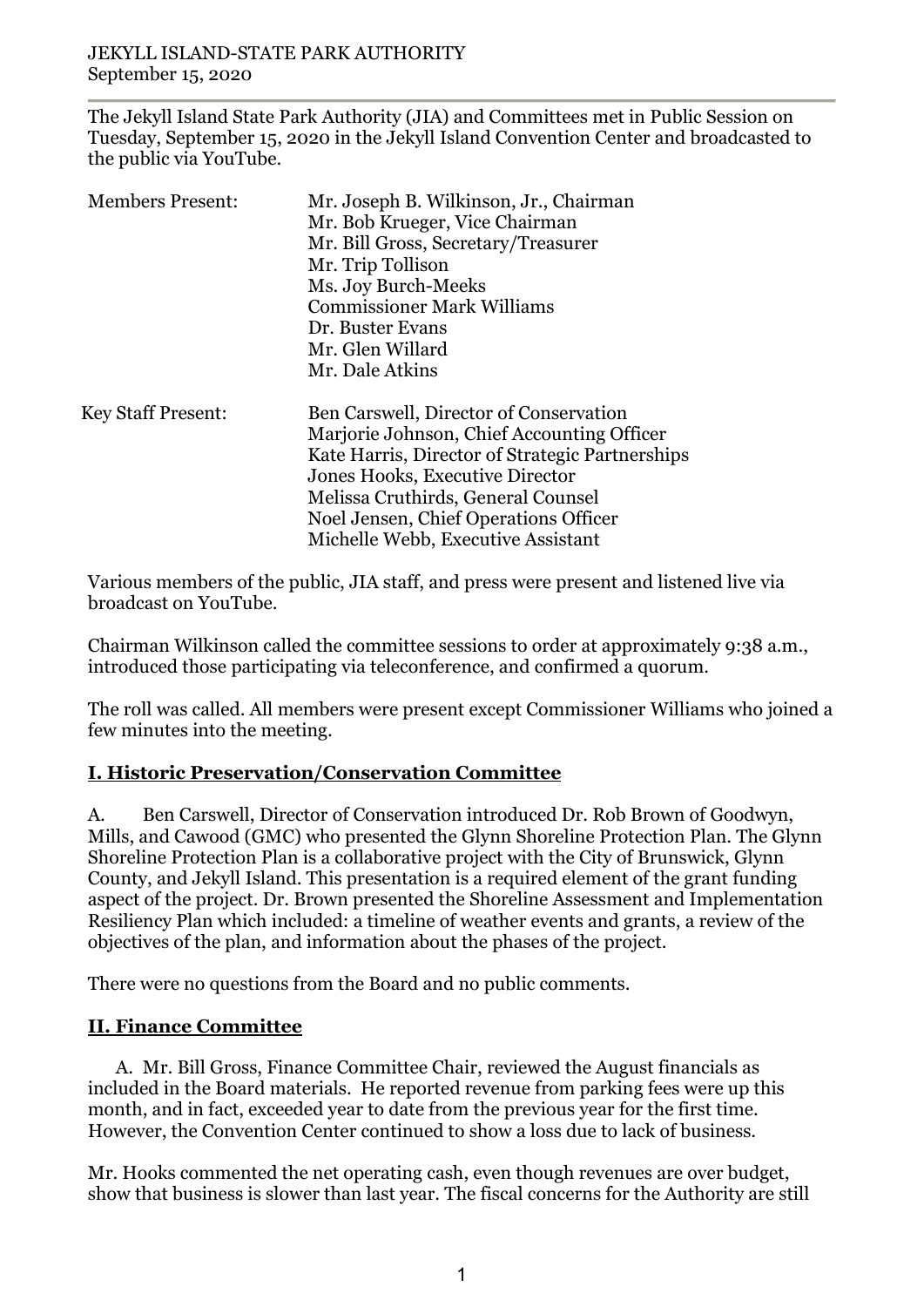JEKYLL ISLAND-STATE PARK AUTHORITY
September 15, 2020

The Jekyll Island State Park Authority (JIA) and Committees met in Public Session on Tuesday, September 15, 2020 in the Jekyll Island Convention Center and broadcasted to the public via YouTube.

| | |
|---|---|
| Members Present: | Mr. Joseph B. Wilkinson, Jr., Chairman |
| | Mr. Bob Krueger, Vice Chairman |
| | Mr. Bill Gross, Secretary/Treasurer |
| | Mr. Trip Tollison |
| | Ms. Joy Burch-Meeks |
| | Commissioner Mark Williams |
| | Dr. Buster Evans |
| | Mr. Glen Willard |
| | Mr. Dale Atkins |
| Key Staff Present: | Ben Carswell, Director of Conservation |
| | Marjorie Johnson, Chief Accounting Officer |
| | Kate Harris, Director of Strategic Partnerships |
| | Jones Hooks, Executive Director |
| | Melissa Cruthirds, General Counsel |
| | Noel Jensen, Chief Operations Officer |
| | Michelle Webb, Executive Assistant |

Various members of the public, JIA staff, and press were present and listened live via broadcast on YouTube.

Chairman Wilkinson called the committee sessions to order at approximately 9:38 a.m., introduced those participating via teleconference, and confirmed a quorum.

The roll was called. All members were present except Commissioner Williams who joined a few minutes into the meeting.

## I. Historic Preservation/Conservation Committee

A. Ben Carswell, Director of Conservation introduced Dr. Rob Brown of Goodwyn, Mills, and Cawood (GMC) who presented the Glynn Shoreline Protection Plan. The Glynn Shoreline Protection Plan is a collaborative project with the City of Brunswick, Glynn County, and Jekyll Island. This presentation is a required element of the grant funding aspect of the project. Dr. Brown presented the Shoreline Assessment and Implementation Resiliency Plan which included: a timeline of weather events and grants, a review of the objectives of the plan, and information about the phases of the project.

There were no questions from the Board and no public comments.

## II. Finance Committee

A. Mr. Bill Gross, Finance Committee Chair, reviewed the August financials as included in the Board materials. He reported revenue from parking fees were up this month, and in fact, exceeded year to date from the previous year for the first time. However, the Convention Center continued to show a loss due to lack of business.

Mr. Hooks commented the net operating cash, even though revenues are over budget, show that business is slower than last year. The fiscal concerns for the Authority are still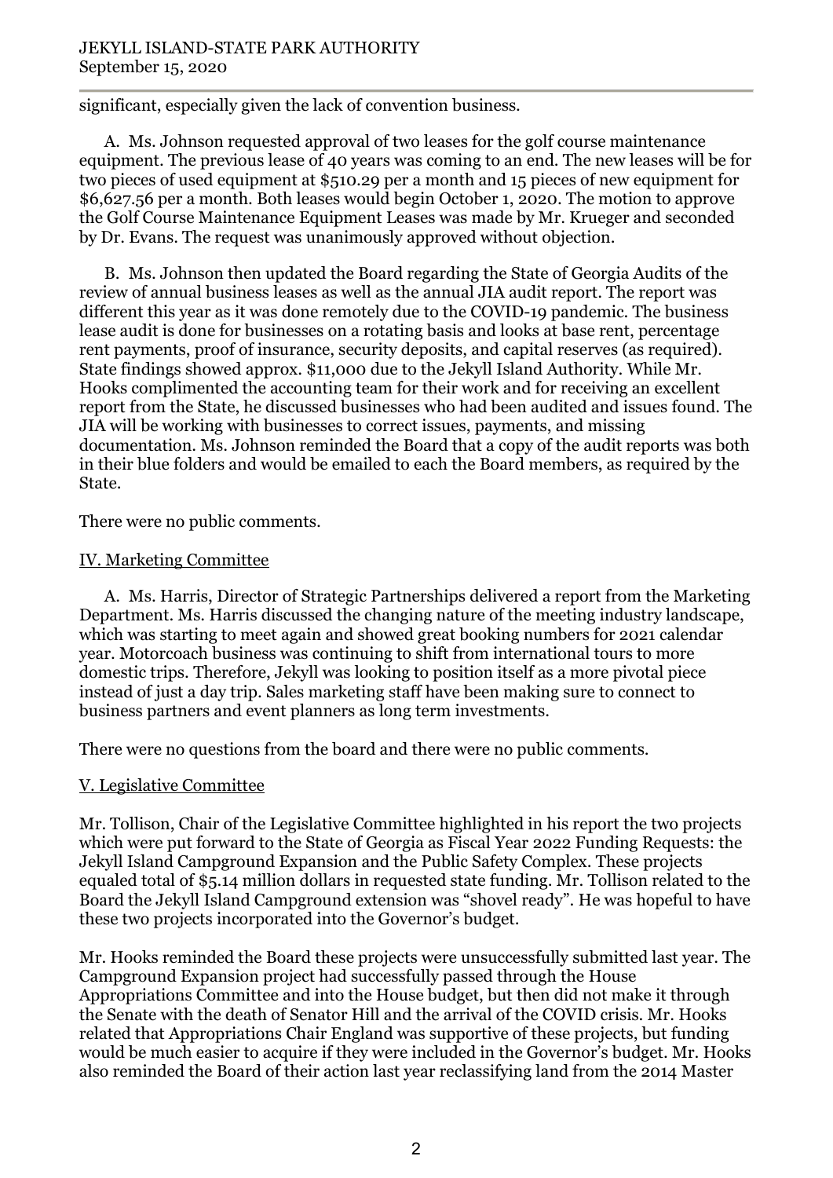significant, especially given the lack of convention business.

A. Ms. Johnson requested approval of two leases for the golf course maintenance equipment. The previous lease of 40 years was coming to an end. The new leases will be for two pieces of used equipment at $510.29 per a month and 15 pieces of new equipment for $6,627.56 per a month. Both leases would begin October 1, 2020. The motion to approve the Golf Course Maintenance Equipment Leases was made by Mr. Krueger and seconded by Dr. Evans. The request was unanimously approved without objection.

B. Ms. Johnson then updated the Board regarding the State of Georgia Audits of the review of annual business leases as well as the annual JIA audit report. The report was different this year as it was done remotely due to the COVID-19 pandemic. The business lease audit is done for businesses on a rotating basis and looks at base rent, percentage rent payments, proof of insurance, security deposits, and capital reserves (as required). State findings showed approx. $11,000 due to the Jekyll Island Authority. While Mr. Hooks complimented the accounting team for their work and for receiving an excellent report from the State, he discussed businesses who had been audited and issues found. The JIA will be working with businesses to correct issues, payments, and missing documentation. Ms. Johnson reminded the Board that a copy of the audit reports was both in their blue folders and would be emailed to each the Board members, as required by the State.

There were no public comments.

## IV. Marketing Committee

A. Ms. Harris, Director of Strategic Partnerships delivered a report from the Marketing Department. Ms. Harris discussed the changing nature of the meeting industry landscape, which was starting to meet again and showed great booking numbers for 2021 calendar year. Motorcoach business was continuing to shift from international tours to more domestic trips. Therefore, Jekyll was looking to position itself as a more pivotal piece instead of just a day trip. Sales marketing staff have been making sure to connect to business partners and event planners as long term investments.

There were no questions from the board and there were no public comments.

## V. Legislative Committee

Mr. Tollison, Chair of the Legislative Committee highlighted in his report the two projects which were put forward to the State of Georgia as Fiscal Year 2022 Funding Requests: the Jekyll Island Campground Expansion and the Public Safety Complex. These projects equaled total of $5.14 million dollars in requested state funding. Mr. Tollison related to the Board the Jekyll Island Campground extension was "shovel ready". He was hopeful to have these two projects incorporated into the Governor's budget.

Mr. Hooks reminded the Board these projects were unsuccessfully submitted last year. The Campground Expansion project had successfully passed through the House Appropriations Committee and into the House budget, but then did not make it through the Senate with the death of Senator Hill and the arrival of the COVID crisis. Mr. Hooks related that Appropriations Chair England was supportive of these projects, but funding would be much easier to acquire if they were included in the Governor's budget. Mr. Hooks also reminded the Board of their action last year reclassifying land from the 2014 Master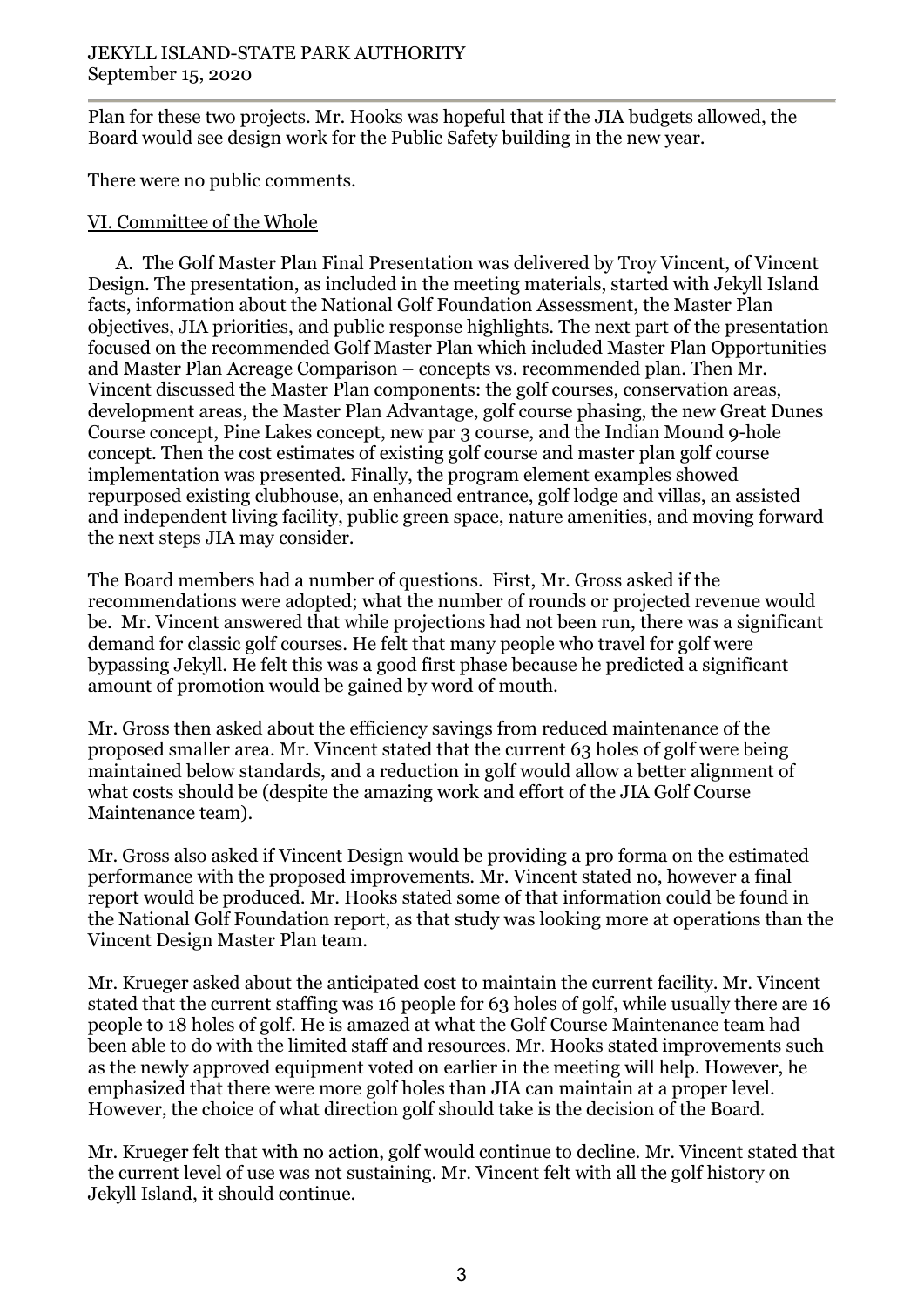Plan for these two projects. Mr. Hooks was hopeful that if the JIA budgets allowed, the Board would see design work for the Public Safety building in the new year.

There were no public comments.

VI. Committee of the Whole

A. The Golf Master Plan Final Presentation was delivered by Troy Vincent, of Vincent Design. The presentation, as included in the meeting materials, started with Jekyll Island facts, information about the National Golf Foundation Assessment, the Master Plan objectives, JIA priorities, and public response highlights. The next part of the presentation focused on the recommended Golf Master Plan which included Master Plan Opportunities and Master Plan Acreage Comparison – concepts vs. recommended plan. Then Mr. Vincent discussed the Master Plan components: the golf courses, conservation areas, development areas, the Master Plan Advantage, golf course phasing, the new Great Dunes Course concept, Pine Lakes concept, new par 3 course, and the Indian Mound 9-hole concept. Then the cost estimates of existing golf course and master plan golf course implementation was presented. Finally, the program element examples showed repurposed existing clubhouse, an enhanced entrance, golf lodge and villas, an assisted and independent living facility, public green space, nature amenities, and moving forward the next steps JIA may consider.

The Board members had a number of questions. First, Mr. Gross asked if the recommendations were adopted; what the number of rounds or projected revenue would be. Mr. Vincent answered that while projections had not been run, there was a significant demand for classic golf courses. He felt that many people who travel for golf were bypassing Jekyll. He felt this was a good first phase because he predicted a significant amount of promotion would be gained by word of mouth.

Mr. Gross then asked about the efficiency savings from reduced maintenance of the proposed smaller area. Mr. Vincent stated that the current 63 holes of golf were being maintained below standards, and a reduction in golf would allow a better alignment of what costs should be (despite the amazing work and effort of the JIA Golf Course Maintenance team).

Mr. Gross also asked if Vincent Design would be providing a pro forma on the estimated performance with the proposed improvements. Mr. Vincent stated no, however a final report would be produced. Mr. Hooks stated some of that information could be found in the National Golf Foundation report, as that study was looking more at operations than the Vincent Design Master Plan team.

Mr. Krueger asked about the anticipated cost to maintain the current facility. Mr. Vincent stated that the current staffing was 16 people for 63 holes of golf, while usually there are 16 people to 18 holes of golf. He is amazed at what the Golf Course Maintenance team had been able to do with the limited staff and resources. Mr. Hooks stated improvements such as the newly approved equipment voted on earlier in the meeting will help. However, he emphasized that there were more golf holes than JIA can maintain at a proper level. However, the choice of what direction golf should take is the decision of the Board.

Mr. Krueger felt that with no action, golf would continue to decline. Mr. Vincent stated that the current level of use was not sustaining. Mr. Vincent felt with all the golf history on Jekyll Island, it should continue.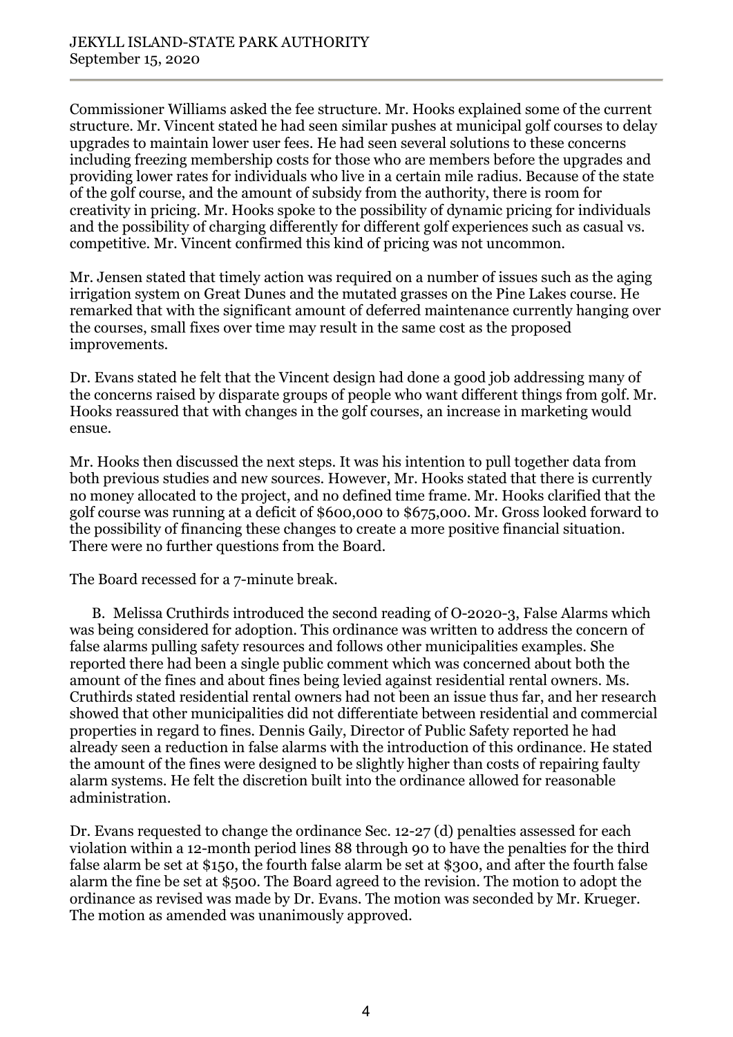Commissioner Williams asked the fee structure. Mr. Hooks explained some of the current structure. Mr. Vincent stated he had seen similar pushes at municipal golf courses to delay upgrades to maintain lower user fees. He had seen several solutions to these concerns including freezing membership costs for those who are members before the upgrades and providing lower rates for individuals who live in a certain mile radius. Because of the state of the golf course, and the amount of subsidy from the authority, there is room for creativity in pricing. Mr. Hooks spoke to the possibility of dynamic pricing for individuals and the possibility of charging differently for different golf experiences such as casual vs. competitive. Mr. Vincent confirmed this kind of pricing was not uncommon.

Mr. Jensen stated that timely action was required on a number of issues such as the aging irrigation system on Great Dunes and the mutated grasses on the Pine Lakes course. He remarked that with the significant amount of deferred maintenance currently hanging over the courses, small fixes over time may result in the same cost as the proposed improvements.

Dr. Evans stated he felt that the Vincent design had done a good job addressing many of the concerns raised by disparate groups of people who want different things from golf. Mr. Hooks reassured that with changes in the golf courses, an increase in marketing would ensue.

Mr. Hooks then discussed the next steps. It was his intention to pull together data from both previous studies and new sources. However, Mr. Hooks stated that there is currently no money allocated to the project, and no defined time frame. Mr. Hooks clarified that the golf course was running at a deficit of $600,000 to $675,000. Mr. Gross looked forward to the possibility of financing these changes to create a more positive financial situation. There were no further questions from the Board.

The Board recessed for a 7-minute break.

B. Melissa Cruthirds introduced the second reading of O-2020-3, False Alarms which was being considered for adoption. This ordinance was written to address the concern of false alarms pulling safety resources and follows other municipalities examples. She reported there had been a single public comment which was concerned about both the amount of the fines and about fines being levied against residential rental owners. Ms. Cruthirds stated residential rental owners had not been an issue thus far, and her research showed that other municipalities did not differentiate between residential and commercial properties in regard to fines. Dennis Gaily, Director of Public Safety reported he had already seen a reduction in false alarms with the introduction of this ordinance. He stated the amount of the fines were designed to be slightly higher than costs of repairing faulty alarm systems. He felt the discretion built into the ordinance allowed for reasonable administration.

Dr. Evans requested to change the ordinance Sec. 12-27 (d) penalties assessed for each violation within a 12-month period lines 88 through 90 to have the penalties for the third false alarm be set at $150, the fourth false alarm be set at $300, and after the fourth false alarm the fine be set at $500. The Board agreed to the revision. The motion to adopt the ordinance as revised was made by Dr. Evans. The motion was seconded by Mr. Krueger. The motion as amended was unanimously approved.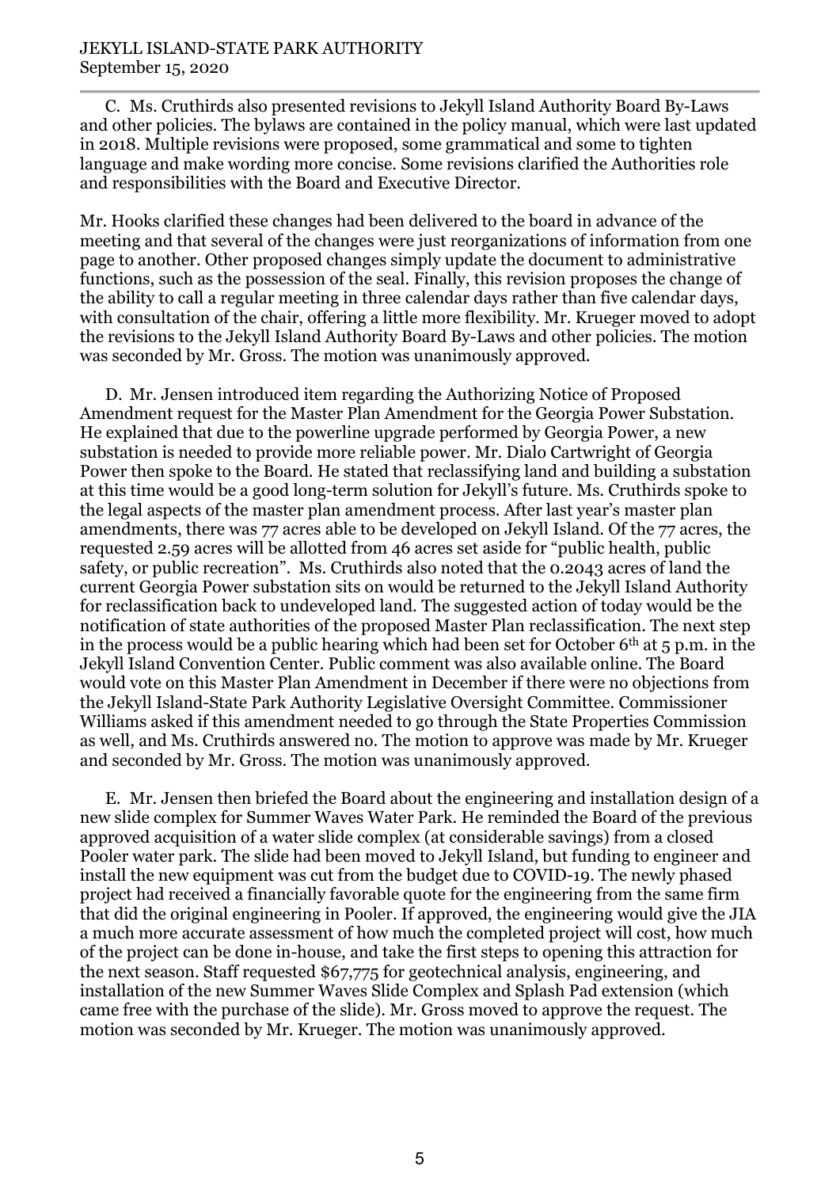C. Ms. Cruthirds also presented revisions to Jekyll Island Authority Board By-Laws and other policies. The bylaws are contained in the policy manual, which were last updated in 2018. Multiple revisions were proposed, some grammatical and some to tighten language and make wording more concise. Some revisions clarified the Authorities role and responsibilities with the Board and Executive Director.

Mr. Hooks clarified these changes had been delivered to the board in advance of the meeting and that several of the changes were just reorganizations of information from one page to another. Other proposed changes simply update the document to administrative functions, such as the possession of the seal. Finally, this revision proposes the change of the ability to call a regular meeting in three calendar days rather than five calendar days, with consultation of the chair, offering a little more flexibility. Mr. Krueger moved to adopt the revisions to the Jekyll Island Authority Board By-Laws and other policies. The motion was seconded by Mr. Gross. The motion was unanimously approved.

D. Mr. Jensen introduced item regarding the Authorizing Notice of Proposed Amendment request for the Master Plan Amendment for the Georgia Power Substation. He explained that due to the powerline upgrade performed by Georgia Power, a new substation is needed to provide more reliable power. Mr. Dialo Cartwright of Georgia Power then spoke to the Board. He stated that reclassifying land and building a substation at this time would be a good long-term solution for Jekyll's future. Ms. Cruthirds spoke to the legal aspects of the master plan amendment process. After last year's master plan amendments, there was 77 acres able to be developed on Jekyll Island. Of the 77 acres, the requested 2.59 acres will be allotted from 46 acres set aside for "public health, public safety, or public recreation". Ms. Cruthirds also noted that the 0.2043 acres of land the current Georgia Power substation sits on would be returned to the Jekyll Island Authority for reclassification back to undeveloped land. The suggested action of today would be the notification of state authorities of the proposed Master Plan reclassification. The next step in the process would be a public hearing which had been set for October 6th at 5 p.m. in the Jekyll Island Convention Center. Public comment was also available online. The Board would vote on this Master Plan Amendment in December if there were no objections from the Jekyll Island-State Park Authority Legislative Oversight Committee. Commissioner Williams asked if this amendment needed to go through the State Properties Commission as well, and Ms. Cruthirds answered no. The motion to approve was made by Mr. Krueger and seconded by Mr. Gross. The motion was unanimously approved.

E. Mr. Jensen then briefed the Board about the engineering and installation design of a new slide complex for Summer Waves Water Park. He reminded the Board of the previous approved acquisition of a water slide complex (at considerable savings) from a closed Pooler water park. The slide had been moved to Jekyll Island, but funding to engineer and install the new equipment was cut from the budget due to COVID-19. The newly phased project had received a financially favorable quote for the engineering from the same firm that did the original engineering in Pooler. If approved, the engineering would give the JIA a much more accurate assessment of how much the completed project will cost, how much of the project can be done in-house, and take the first steps to opening this attraction for the next season. Staff requested $67,775 for geotechnical analysis, engineering, and installation of the new Summer Waves Slide Complex and Splash Pad extension (which came free with the purchase of the slide). Mr. Gross moved to approve the request. The motion was seconded by Mr. Krueger. The motion was unanimously approved.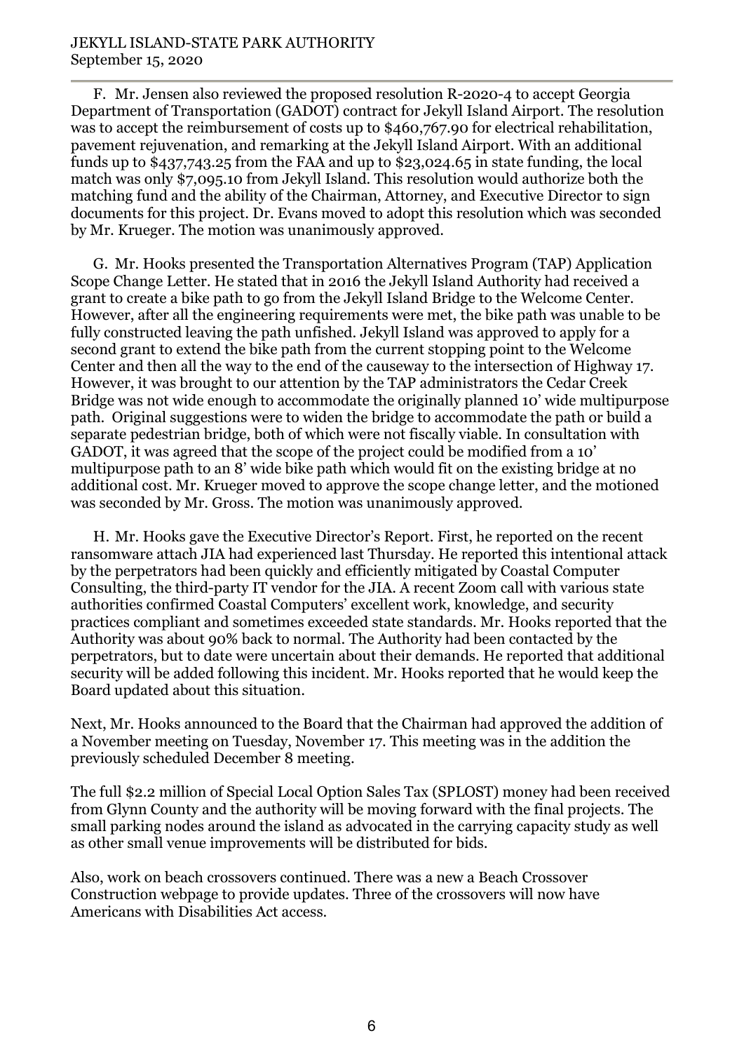F. Mr. Jensen also reviewed the proposed resolution R-2020-4 to accept Georgia Department of Transportation (GADOT) contract for Jekyll Island Airport. The resolution was to accept the reimbursement of costs up to $460,767.90 for electrical rehabilitation, pavement rejuvenation, and remarking at the Jekyll Island Airport. With an additional funds up to $437,743.25 from the FAA and up to $23,024.65 in state funding, the local match was only $7,095.10 from Jekyll Island. This resolution would authorize both the matching fund and the ability of the Chairman, Attorney, and Executive Director to sign documents for this project. Dr. Evans moved to adopt this resolution which was seconded by Mr. Krueger. The motion was unanimously approved.

G. Mr. Hooks presented the Transportation Alternatives Program (TAP) Application Scope Change Letter. He stated that in 2016 the Jekyll Island Authority had received a grant to create a bike path to go from the Jekyll Island Bridge to the Welcome Center. However, after all the engineering requirements were met, the bike path was unable to be fully constructed leaving the path unfished. Jekyll Island was approved to apply for a second grant to extend the bike path from the current stopping point to the Welcome Center and then all the way to the end of the causeway to the intersection of Highway 17. However, it was brought to our attention by the TAP administrators the Cedar Creek Bridge was not wide enough to accommodate the originally planned 10' wide multipurpose path. Original suggestions were to widen the bridge to accommodate the path or build a separate pedestrian bridge, both of which were not fiscally viable. In consultation with GADOT, it was agreed that the scope of the project could be modified from a 10' multipurpose path to an 8' wide bike path which would fit on the existing bridge at no additional cost. Mr. Krueger moved to approve the scope change letter, and the motioned was seconded by Mr. Gross. The motion was unanimously approved.

H. Mr. Hooks gave the Executive Director's Report. First, he reported on the recent ransomware attach JIA had experienced last Thursday. He reported this intentional attack by the perpetrators had been quickly and efficiently mitigated by Coastal Computer Consulting, the third-party IT vendor for the JIA. A recent Zoom call with various state authorities confirmed Coastal Computers' excellent work, knowledge, and security practices compliant and sometimes exceeded state standards. Mr. Hooks reported that the Authority was about 90% back to normal. The Authority had been contacted by the perpetrators, but to date were uncertain about their demands. He reported that additional security will be added following this incident. Mr. Hooks reported that he would keep the Board updated about this situation.

Next, Mr. Hooks announced to the Board that the Chairman had approved the addition of a November meeting on Tuesday, November 17. This meeting was in the addition the previously scheduled December 8 meeting.

The full $2.2 million of Special Local Option Sales Tax (SPLOST) money had been received from Glynn County and the authority will be moving forward with the final projects. The small parking nodes around the island as advocated in the carrying capacity study as well as other small venue improvements will be distributed for bids.

Also, work on beach crossovers continued. There was a new a Beach Crossover Construction webpage to provide updates. Three of the crossovers will now have Americans with Disabilities Act access.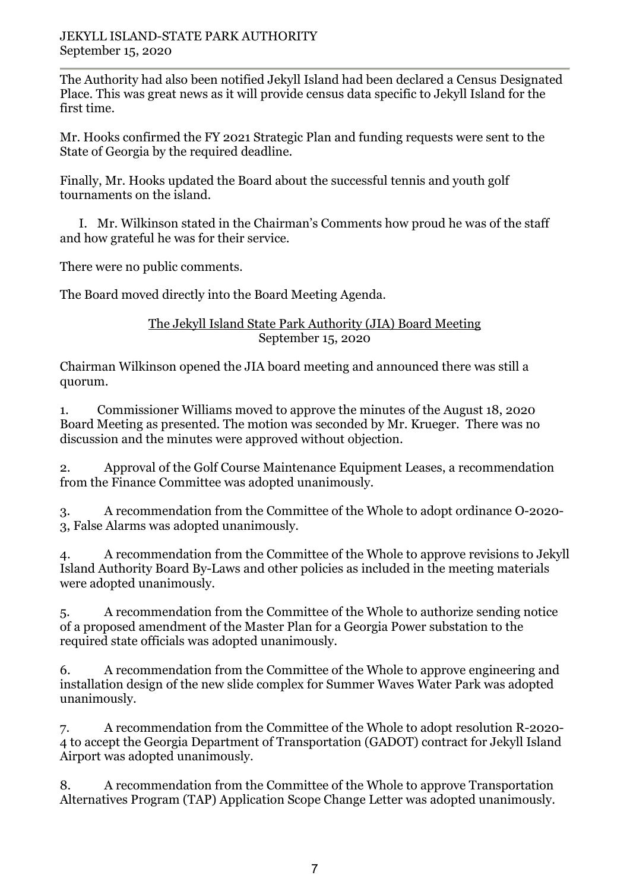The Authority had also been notified Jekyll Island had been declared a Census Designated Place. This was great news as it will provide census data specific to Jekyll Island for the first time.

Mr. Hooks confirmed the FY 2021 Strategic Plan and funding requests were sent to the State of Georgia by the required deadline.

Finally, Mr. Hooks updated the Board about the successful tennis and youth golf tournaments on the island.

I. Mr. Wilkinson stated in the Chairman's Comments how proud he was of the staff and how grateful he was for their service.

There were no public comments.

The Board moved directly into the Board Meeting Agenda.

<u>The Jekyll Island State Park Authority (JIA) Board Meeting</u>
September 15, 2020

Chairman Wilkinson opened the JIA board meeting and announced there was still a quorum.

1. Commissioner Williams moved to approve the minutes of the August 18, 2020 Board Meeting as presented. The motion was seconded by Mr. Krueger. There was no discussion and the minutes were approved without objection.

2. Approval of the Golf Course Maintenance Equipment Leases, a recommendation from the Finance Committee was adopted unanimously.

3. A recommendation from the Committee of the Whole to adopt ordinance O-2020-3, False Alarms was adopted unanimously.

4. A recommendation from the Committee of the Whole to approve revisions to Jekyll Island Authority Board By-Laws and other policies as included in the meeting materials were adopted unanimously.

5. A recommendation from the Committee of the Whole to authorize sending notice of a proposed amendment of the Master Plan for a Georgia Power substation to the required state officials was adopted unanimously.

6. A recommendation from the Committee of the Whole to approve engineering and installation design of the new slide complex for Summer Waves Water Park was adopted unanimously.

7. A recommendation from the Committee of the Whole to adopt resolution R-2020-4 to accept the Georgia Department of Transportation (GADOT) contract for Jekyll Island Airport was adopted unanimously.

8. A recommendation from the Committee of the Whole to approve Transportation Alternatives Program (TAP) Application Scope Change Letter was adopted unanimously.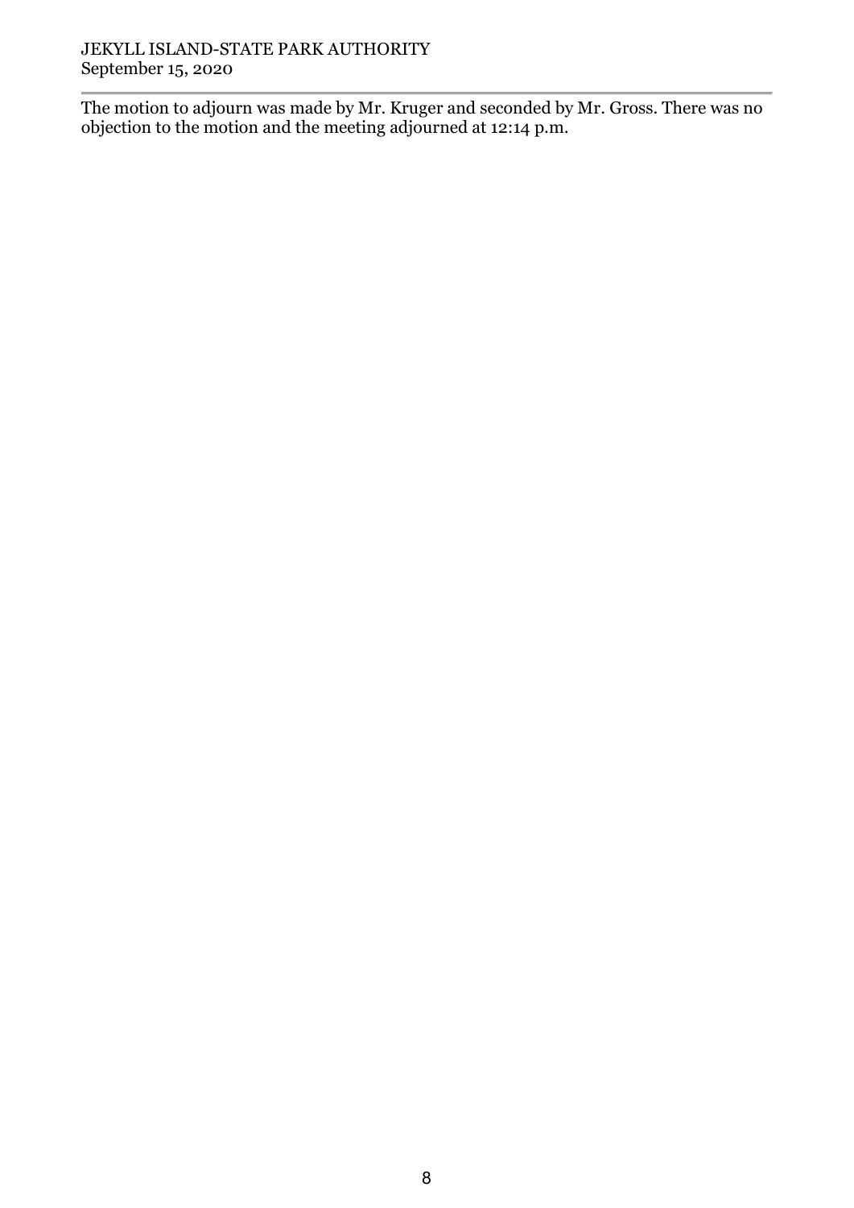The motion to adjourn was made by Mr. Kruger and seconded by Mr. Gross. There was no objection to the motion and the meeting adjourned at 12:14 p.m.